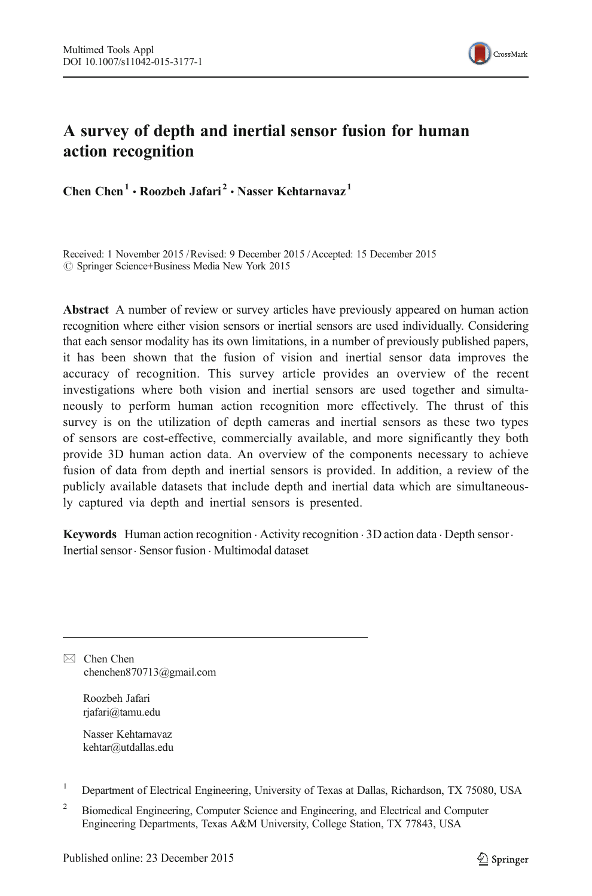# A survey of depth and inertial sensor fusion for human action recognition

**Chen Chen [1] · Roozbeh Jafari [2] · Nasser Kehtarnavaz [1]**

Received: 1 November 2015 / Revised: 9 December 2015 / Accepted: 15 December 2015
© Springer Science+Business Media New York 2015

**Abstract** A number of review or survey articles have previously appeared on human action recognition where either vision sensors or inertial sensors are used individually. Considering that each sensor modality has its own limitations, in a number of previously published papers, it has been shown that the fusion of vision and inertial sensor data improves the accuracy of recognition. This survey article provides an overview of the recent investigations where both vision and inertial sensors are used together and simultaneously to perform human action recognition more effectively. The thrust of this survey is on the utilization of depth cameras and inertial sensors as these two types of sensors are cost-effective, commercially available, and more significantly they both provide 3D human action data. An overview of the components necessary to achieve fusion of data from depth and inertial sensors is provided. In addition, a review of the publicly available datasets that include depth and inertial data which are simultaneously captured via depth and inertial sensors is presented.

**Keywords** Human action recognition · Activity recognition · 3D action data · Depth sensor · Inertial sensor · Sensor fusion · Multimodal dataset

---

✉ Chen Chen
chenchen870713@gmail.com

Roozbeh Jafari
rjafari@tamu.edu

Nasser Kehtarnavaz
kehtar@utdallas.edu

[1] Department of Electrical Engineering, University of Texas at Dallas, Richardson, TX 75080, USA

[2] Biomedical Engineering, Computer Science and Engineering, and Electrical and Computer Engineering Departments, Texas A&M University, College Station, TX 77843, USA

Published online: 23 December 2015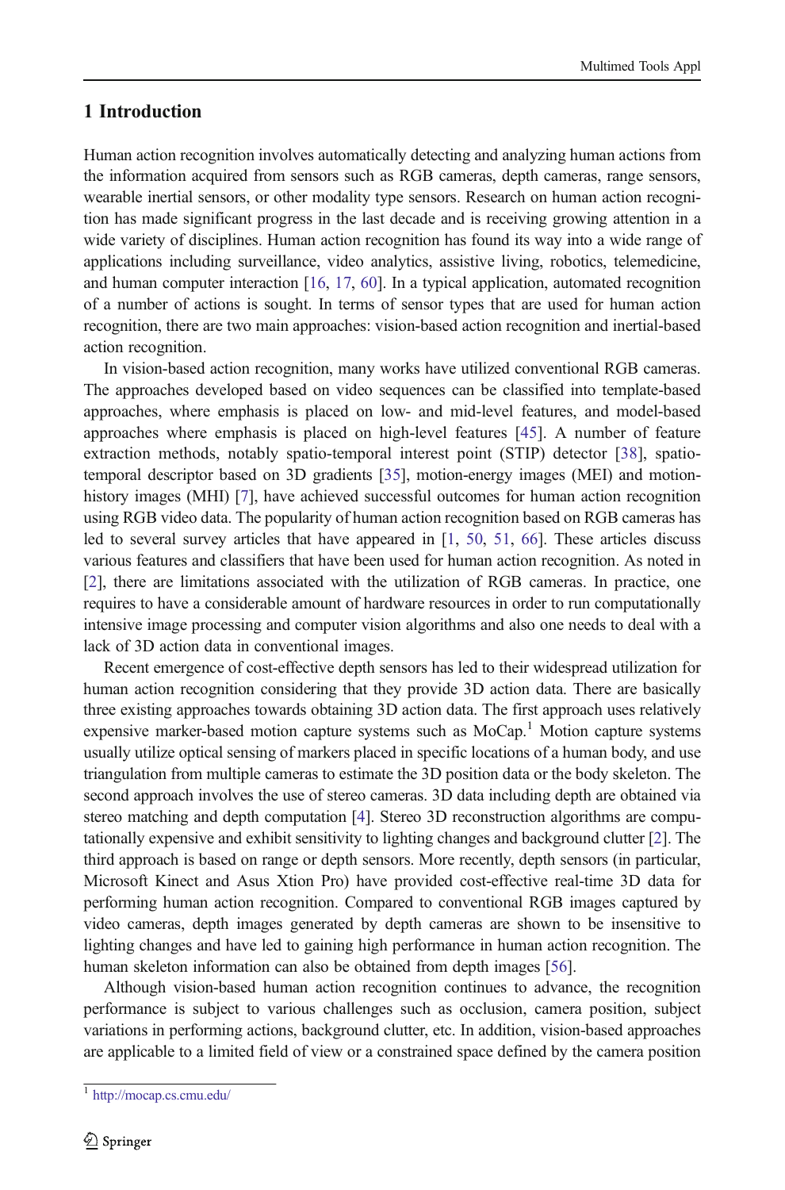## 1 Introduction

Human action recognition involves automatically detecting and analyzing human actions from the information acquired from sensors such as RGB cameras, depth cameras, range sensors, wearable inertial sensors, or other modality type sensors. Research on human action recognition has made significant progress in the last decade and is receiving growing attention in a wide variety of disciplines. Human action recognition has found its way into a wide range of applications including surveillance, video analytics, assistive living, robotics, telemedicine, and human computer interaction [16, 17, 60]. In a typical application, automated recognition of a number of actions is sought. In terms of sensor types that are used for human action recognition, there are two main approaches: vision-based action recognition and inertial-based action recognition.

In vision-based action recognition, many works have utilized conventional RGB cameras. The approaches developed based on video sequences can be classified into template-based approaches, where emphasis is placed on low- and mid-level features, and model-based approaches where emphasis is placed on high-level features [45]. A number of feature extraction methods, notably spatio-temporal interest point (STIP) detector [38], spatio-temporal descriptor based on 3D gradients [35], motion-energy images (MEI) and motion-history images (MHI) [7], have achieved successful outcomes for human action recognition using RGB video data. The popularity of human action recognition based on RGB cameras has led to several survey articles that have appeared in [1, 50, 51, 66]. These articles discuss various features and classifiers that have been used for human action recognition. As noted in [2], there are limitations associated with the utilization of RGB cameras. In practice, one requires to have a considerable amount of hardware resources in order to run computationally intensive image processing and computer vision algorithms and also one needs to deal with a lack of 3D action data in conventional images.

Recent emergence of cost-effective depth sensors has led to their widespread utilization for human action recognition considering that they provide 3D action data. There are basically three existing approaches towards obtaining 3D action data. The first approach uses relatively expensive marker-based motion capture systems such as MoCap.[1] Motion capture systems usually utilize optical sensing of markers placed in specific locations of a human body, and use triangulation from multiple cameras to estimate the 3D position data or the body skeleton. The second approach involves the use of stereo cameras. 3D data including depth are obtained via stereo matching and depth computation [4]. Stereo 3D reconstruction algorithms are computationally expensive and exhibit sensitivity to lighting changes and background clutter [2]. The third approach is based on range or depth sensors. More recently, depth sensors (in particular, Microsoft Kinect and Asus Xtion Pro) have provided cost-effective real-time 3D data for performing human action recognition. Compared to conventional RGB images captured by video cameras, depth images generated by depth cameras are shown to be insensitive to lighting changes and have led to gaining high performance in human action recognition. The human skeleton information can also be obtained from depth images [56].

Although vision-based human action recognition continues to advance, the recognition performance is subject to various challenges such as occlusion, camera position, subject variations in performing actions, background clutter, etc. In addition, vision-based approaches are applicable to a limited field of view or a constrained space defined by the camera position

[1] http://mocap.cs.cmu.edu/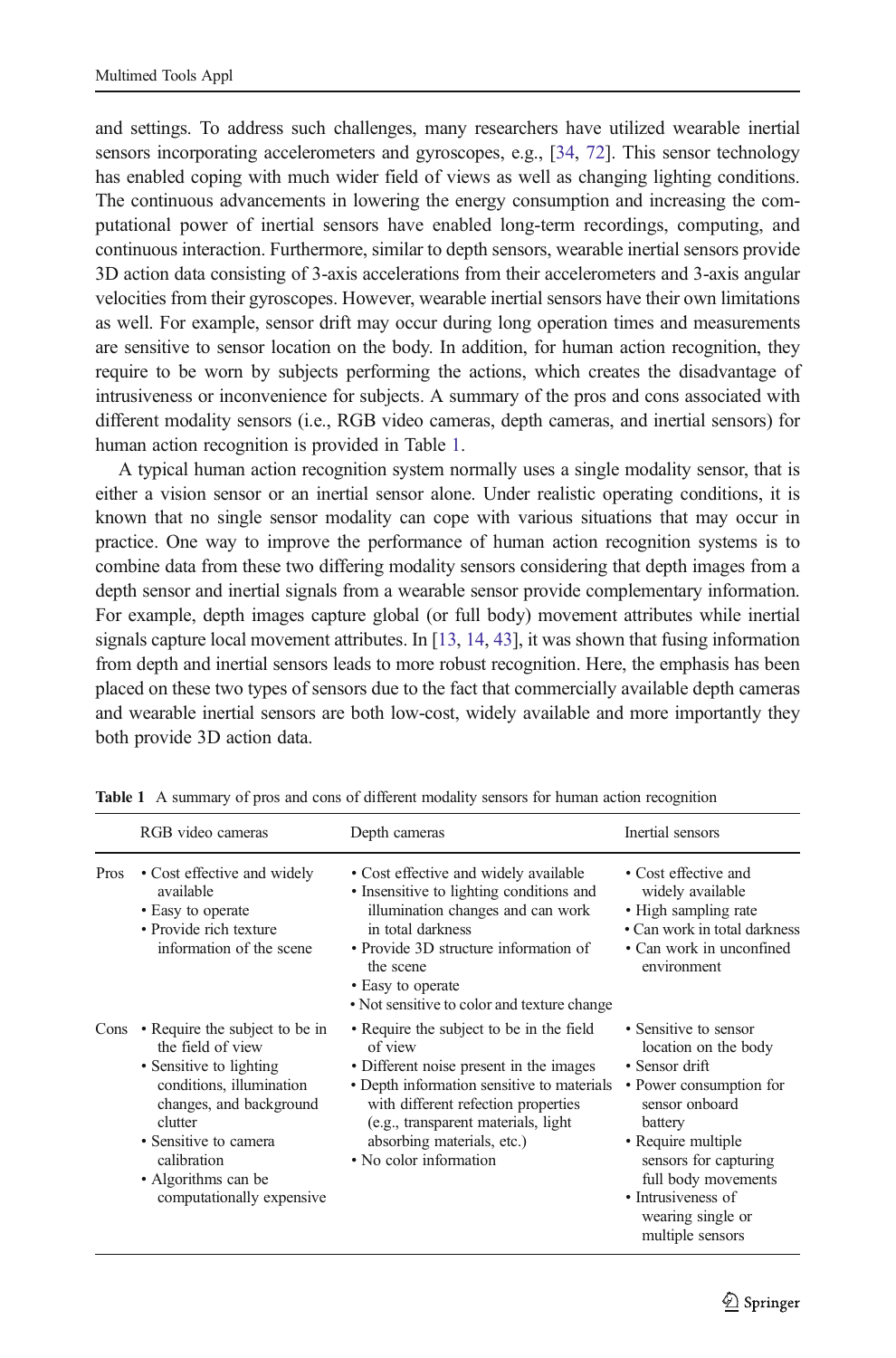and settings. To address such challenges, many researchers have utilized wearable inertial sensors incorporating accelerometers and gyroscopes, e.g., [34, 72]. This sensor technology has enabled coping with much wider field of views as well as changing lighting conditions. The continuous advancements in lowering the energy consumption and increasing the computational power of inertial sensors have enabled long-term recordings, computing, and continuous interaction. Furthermore, similar to depth sensors, wearable inertial sensors provide 3D action data consisting of 3-axis accelerations from their accelerometers and 3-axis angular velocities from their gyroscopes. However, wearable inertial sensors have their own limitations as well. For example, sensor drift may occur during long operation times and measurements are sensitive to sensor location on the body. In addition, for human action recognition, they require to be worn by subjects performing the actions, which creates the disadvantage of intrusiveness or inconvenience for subjects. A summary of the pros and cons associated with different modality sensors (i.e., RGB video cameras, depth cameras, and inertial sensors) for human action recognition is provided in Table 1.

A typical human action recognition system normally uses a single modality sensor, that is either a vision sensor or an inertial sensor alone. Under realistic operating conditions, it is known that no single sensor modality can cope with various situations that may occur in practice. One way to improve the performance of human action recognition systems is to combine data from these two differing modality sensors considering that depth images from a depth sensor and inertial signals from a wearable sensor provide complementary information. For example, depth images capture global (or full body) movement attributes while inertial signals capture local movement attributes. In [13, 14, 43], it was shown that fusing information from depth and inertial sensors leads to more robust recognition. Here, the emphasis has been placed on these two types of sensors due to the fact that commercially available depth cameras and wearable inertial sensors are both low-cost, widely available and more importantly they both provide 3D action data.

**Table 1** A summary of pros and cons of different modality sensors for human action recognition

| | RGB video cameras | Depth cameras | Inertial sensors |
|---|---|---|---|
| Pros | • Cost effective and widely available<br>• Easy to operate<br>• Provide rich texture information of the scene | • Cost effective and widely available<br>• Insensitive to lighting conditions and illumination changes and can work in total darkness<br>• Provide 3D structure information of the scene<br>• Easy to operate<br>• Not sensitive to color and texture change | • Cost effective and widely available<br>• High sampling rate<br>• Can work in total darkness<br>• Can work in unconfined environment |
| Cons | • Require the subject to be in the field of view<br>• Sensitive to lighting conditions, illumination changes, and background clutter<br>• Sensitive to camera calibration<br>• Algorithms can be computationally expensive | • Require the subject to be in the field of view<br>• Different noise present in the images<br>• Depth information sensitive to materials with different refection properties (e.g., transparent materials, light absorbing materials, etc.)<br>• No color information | • Sensitive to sensor location on the body<br>• Sensor drift<br>• Power consumption for sensor onboard battery<br>• Require multiple sensors for capturing full body movements<br>• Intrusiveness of wearing single or multiple sensors |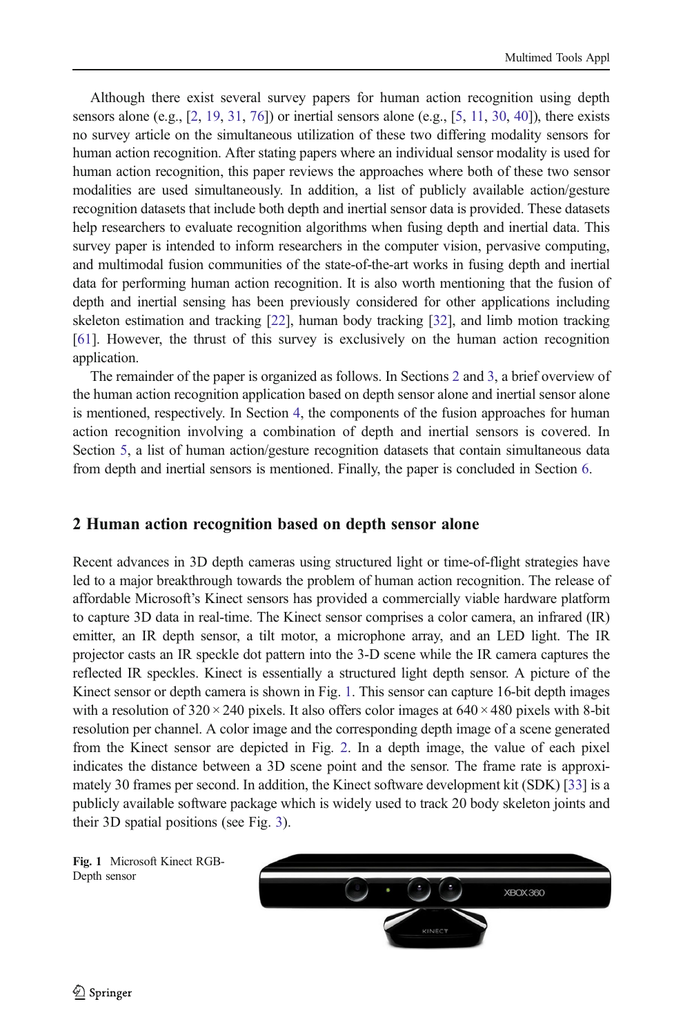Although there exist several survey papers for human action recognition using depth sensors alone (e.g., [2, 19, 31, 76]) or inertial sensors alone (e.g., [5, 11, 30, 40]), there exists no survey article on the simultaneous utilization of these two differing modality sensors for human action recognition. After stating papers where an individual sensor modality is used for human action recognition, this paper reviews the approaches where both of these two sensor modalities are used simultaneously. In addition, a list of publicly available action/gesture recognition datasets that include both depth and inertial sensor data is provided. These datasets help researchers to evaluate recognition algorithms when fusing depth and inertial data. This survey paper is intended to inform researchers in the computer vision, pervasive computing, and multimodal fusion communities of the state-of-the-art works in fusing depth and inertial data for performing human action recognition. It is also worth mentioning that the fusion of depth and inertial sensing has been previously considered for other applications including skeleton estimation and tracking [22], human body tracking [32], and limb motion tracking [61]. However, the thrust of this survey is exclusively on the human action recognition application.

The remainder of the paper is organized as follows. In Sections 2 and 3, a brief overview of the human action recognition application based on depth sensor alone and inertial sensor alone is mentioned, respectively. In Section 4, the components of the fusion approaches for human action recognition involving a combination of depth and inertial sensors is covered. In Section 5, a list of human action/gesture recognition datasets that contain simultaneous data from depth and inertial sensors is mentioned. Finally, the paper is concluded in Section 6.

## 2 Human action recognition based on depth sensor alone

Recent advances in 3D depth cameras using structured light or time-of-flight strategies have led to a major breakthrough towards the problem of human action recognition. The release of affordable Microsoft's Kinect sensors has provided a commercially viable hardware platform to capture 3D data in real-time. The Kinect sensor comprises a color camera, an infrared (IR) emitter, an IR depth sensor, a tilt motor, a microphone array, and an LED light. The IR projector casts an IR speckle dot pattern into the 3-D scene while the IR camera captures the reflected IR speckles. Kinect is essentially a structured light depth sensor. A picture of the Kinect sensor or depth camera is shown in Fig. 1. This sensor can capture 16-bit depth images with a resolution of $320 \times 240$ pixels. It also offers color images at $640 \times 480$ pixels with 8-bit resolution per channel. A color image and the corresponding depth image of a scene generated from the Kinect sensor are depicted in Fig. 2. In a depth image, the value of each pixel indicates the distance between a 3D scene point and the sensor. The frame rate is approximately 30 frames per second. In addition, the Kinect software development kit (SDK) [33] is a publicly available software package which is widely used to track 20 body skeleton joints and their 3D spatial positions (see Fig. 3).

**Fig. 1** Microsoft Kinect RGB-Depth sensor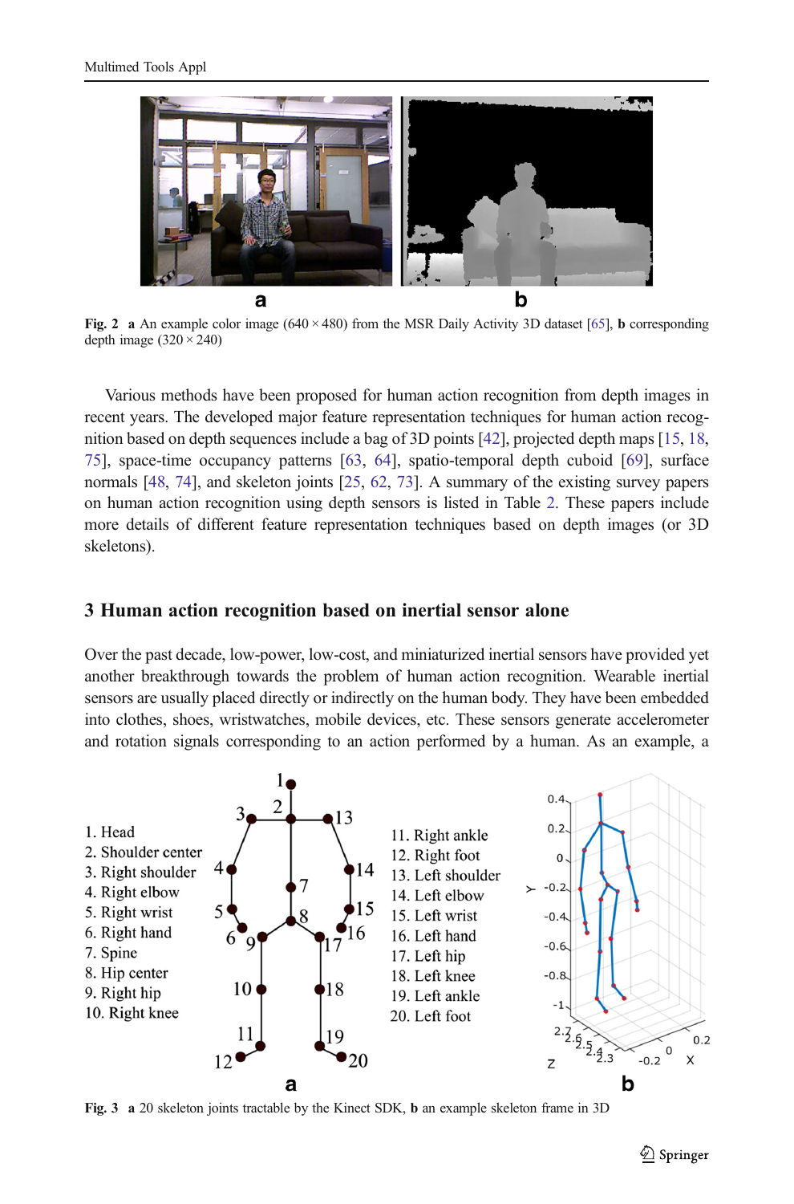Fig. 2 **a** An example color image (640 × 480) from the MSR Daily Activity 3D dataset [65], **b** corresponding depth image (320 × 240)

Various methods have been proposed for human action recognition from depth images in recent years. The developed major feature representation techniques for human action recognition based on depth sequences include a bag of 3D points [42], projected depth maps [15, 18, 75], space-time occupancy patterns [63, 64], spatio-temporal depth cuboid [69], surface normals [48, 74], and skeleton joints [25, 62, 73]. A summary of the existing survey papers on human action recognition using depth sensors is listed in Table 2. These papers include more details of different feature representation techniques based on depth images (or 3D skeletons).

## 3 Human action recognition based on inertial sensor alone

Over the past decade, low-power, low-cost, and miniaturized inertial sensors have provided yet another breakthrough towards the problem of human action recognition. Wearable inertial sensors are usually placed directly or indirectly on the human body. They have been embedded into clothes, shoes, wristwatches, mobile devices, etc. These sensors generate accelerometer and rotation signals corresponding to an action performed by a human. As an example, a

Fig. 3 **a** 20 skeleton joints tractable by the Kinect SDK, **b** an example skeleton frame in 3D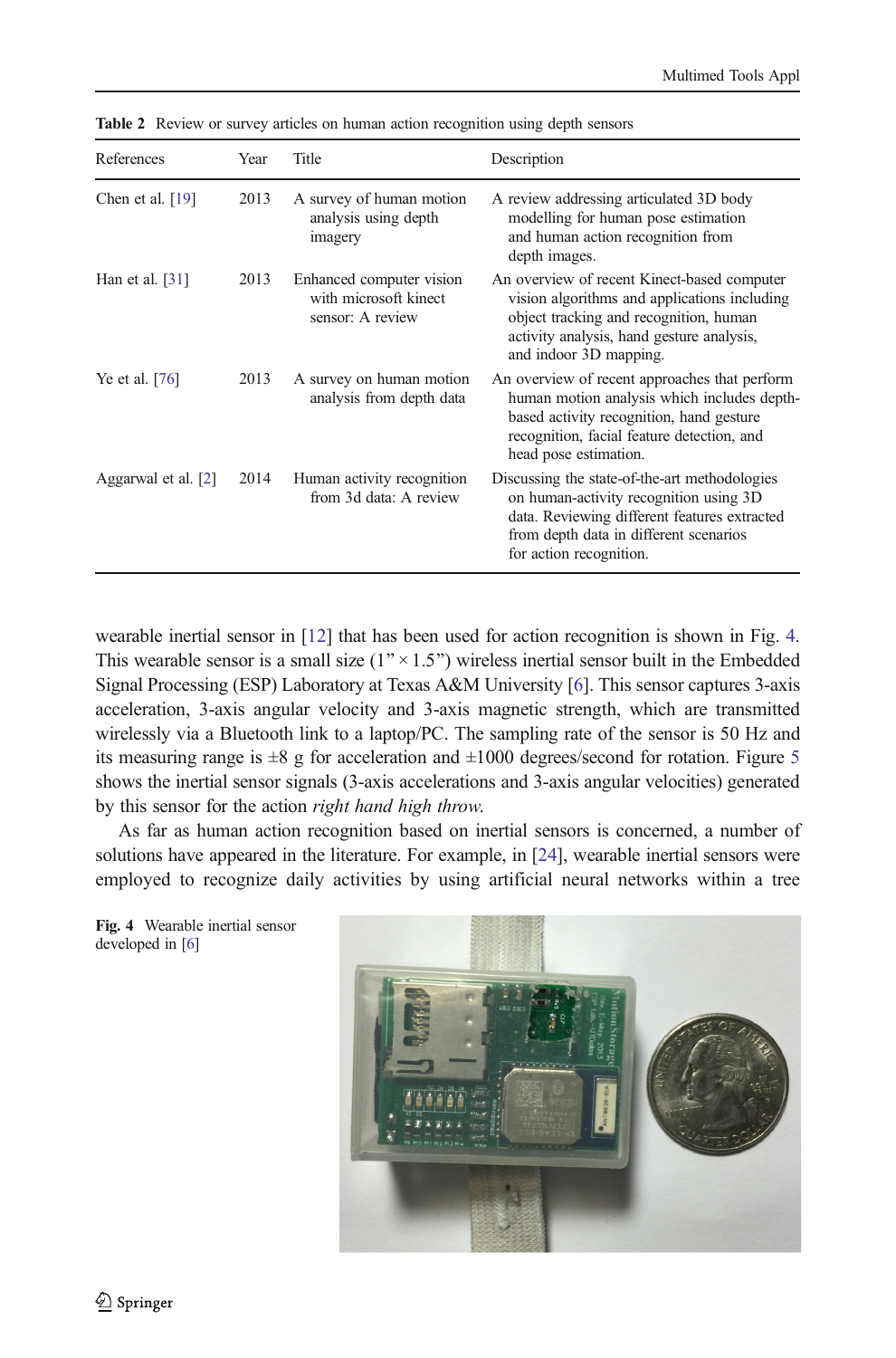Table 2 Review or survey articles on human action recognition using depth sensors

| References | Year | Title | Description |
| --- | --- | --- | --- |
| Chen et al. [19] | 2013 | A survey of human motion analysis using depth imagery | A review addressing articulated 3D body modelling for human pose estimation and human action recognition from depth images. |
| Han et al. [31] | 2013 | Enhanced computer vision with microsoft kinect sensor: A review | An overview of recent Kinect-based computer vision algorithms and applications including object tracking and recognition, human activity analysis, hand gesture analysis, and indoor 3D mapping. |
| Ye et al. [76] | 2013 | A survey on human motion analysis from depth data | An overview of recent approaches that perform human motion analysis which includes depth-based activity recognition, hand gesture recognition, facial feature detection, and head pose estimation. |
| Aggarwal et al. [2] | 2014 | Human activity recognition from 3d data: A review | Discussing the state-of-the-art methodologies on human-activity recognition using 3D data. Reviewing different features extracted from depth data in different scenarios for action recognition. |

wearable inertial sensor in [12] that has been used for action recognition is shown in Fig. 4. This wearable sensor is a small size (1" × 1.5") wireless inertial sensor built in the Embedded Signal Processing (ESP) Laboratory at Texas A&M University [6]. This sensor captures 3-axis acceleration, 3-axis angular velocity and 3-axis magnetic strength, which are transmitted wirelessly via a Bluetooth link to a laptop/PC. The sampling rate of the sensor is 50 Hz and its measuring range is ±8 g for acceleration and ±1000 degrees/second for rotation. Figure 5 shows the inertial sensor signals (3-axis accelerations and 3-axis angular velocities) generated by this sensor for the action *right hand high throw*.

As far as human action recognition based on inertial sensors is concerned, a number of solutions have appeared in the literature. For example, in [24], wearable inertial sensors were employed to recognize daily activities by using artificial neural networks within a tree

**Fig. 4** Wearable inertial sensor developed in [6]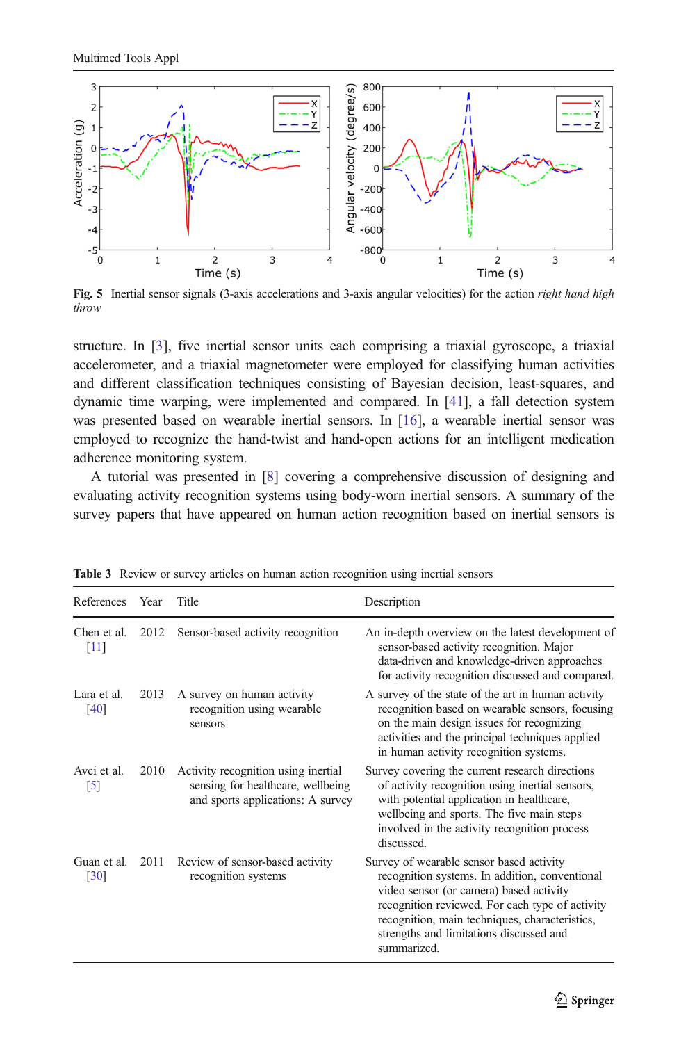**Fig. 5** Inertial sensor signals (3-axis accelerations and 3-axis angular velocities) for the action *right hand high throw*

structure. In [3], five inertial sensor units each comprising a triaxial gyroscope, a triaxial accelerometer, and a triaxial magnetometer were employed for classifying human activities and different classification techniques consisting of Bayesian decision, least-squares, and dynamic time warping, were implemented and compared. In [41], a fall detection system was presented based on wearable inertial sensors. In [16], a wearable inertial sensor was employed to recognize the hand-twist and hand-open actions for an intelligent medication adherence monitoring system.

A tutorial was presented in [8] covering a comprehensive discussion of designing and evaluating activity recognition systems using body-worn inertial sensors. A summary of the survey papers that have appeared on human action recognition based on inertial sensors is

**Table 3** Review or survey articles on human action recognition using inertial sensors

| References | Year | Title | Description |
|---|---|---|---|
| Chen et al. [11] | 2012 | Sensor-based activity recognition | An in-depth overview on the latest development of sensor-based activity recognition. Major data-driven and knowledge-driven approaches for activity recognition discussed and compared. |
| Lara et al. [40] | 2013 | A survey on human activity recognition using wearable sensors | A survey of the state of the art in human activity recognition based on wearable sensors, focusing on the main design issues for recognizing activities and the principal techniques applied in human activity recognition systems. |
| Avci et al. [5] | 2010 | Activity recognition using inertial sensing for healthcare, wellbeing and sports applications: A survey | Survey covering the current research directions of activity recognition using inertial sensors, with potential application in healthcare, wellbeing and sports. The five main steps involved in the activity recognition process discussed. |
| Guan et al. [30] | 2011 | Review of sensor-based activity recognition systems | Survey of wearable sensor based activity recognition systems. In addition, conventional video sensor (or camera) based activity recognition reviewed. For each type of activity recognition, main techniques, characteristics, strengths and limitations discussed and summarized. |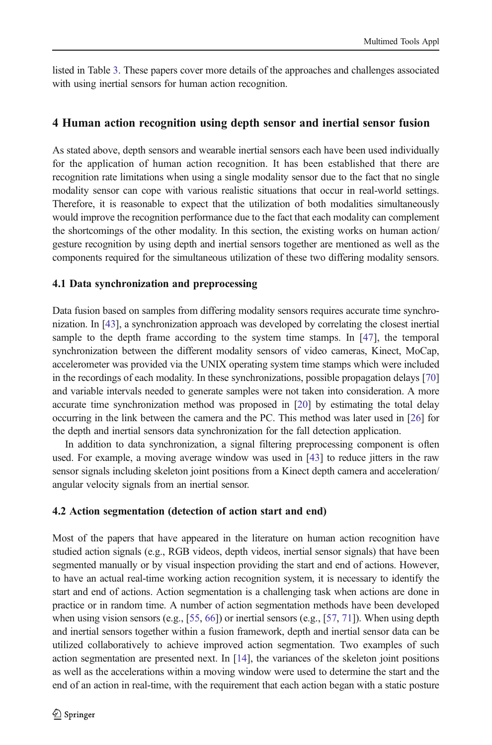listed in Table 3. These papers cover more details of the approaches and challenges associated with using inertial sensors for human action recognition.

## 4 Human action recognition using depth sensor and inertial sensor fusion

As stated above, depth sensors and wearable inertial sensors each have been used individually for the application of human action recognition. It has been established that there are recognition rate limitations when using a single modality sensor due to the fact that no single modality sensor can cope with various realistic situations that occur in real-world settings. Therefore, it is reasonable to expect that the utilization of both modalities simultaneously would improve the recognition performance due to the fact that each modality can complement the shortcomings of the other modality. In this section, the existing works on human action/gesture recognition by using depth and inertial sensors together are mentioned as well as the components required for the simultaneous utilization of these two differing modality sensors.

### 4.1 Data synchronization and preprocessing

Data fusion based on samples from differing modality sensors requires accurate time synchronization. In [43], a synchronization approach was developed by correlating the closest inertial sample to the depth frame according to the system time stamps. In [47], the temporal synchronization between the different modality sensors of video cameras, Kinect, MoCap, accelerometer was provided via the UNIX operating system time stamps which were included in the recordings of each modality. In these synchronizations, possible propagation delays [70] and variable intervals needed to generate samples were not taken into consideration. A more accurate time synchronization method was proposed in [20] by estimating the total delay occurring in the link between the camera and the PC. This method was later used in [26] for the depth and inertial sensors data synchronization for the fall detection application.

In addition to data synchronization, a signal filtering preprocessing component is often used. For example, a moving average window was used in [43] to reduce jitters in the raw sensor signals including skeleton joint positions from a Kinect depth camera and acceleration/angular velocity signals from an inertial sensor.

### 4.2 Action segmentation (detection of action start and end)

Most of the papers that have appeared in the literature on human action recognition have studied action signals (e.g., RGB videos, depth videos, inertial sensor signals) that have been segmented manually or by visual inspection providing the start and end of actions. However, to have an actual real-time working action recognition system, it is necessary to identify the start and end of actions. Action segmentation is a challenging task when actions are done in practice or in random time. A number of action segmentation methods have been developed when using vision sensors (e.g., [55, 66]) or inertial sensors (e.g., [57, 71]). When using depth and inertial sensors together within a fusion framework, depth and inertial sensor data can be utilized collaboratively to achieve improved action segmentation. Two examples of such action segmentation are presented next. In [14], the variances of the skeleton joint positions as well as the accelerations within a moving window were used to determine the start and the end of an action in real-time, with the requirement that each action began with a static posture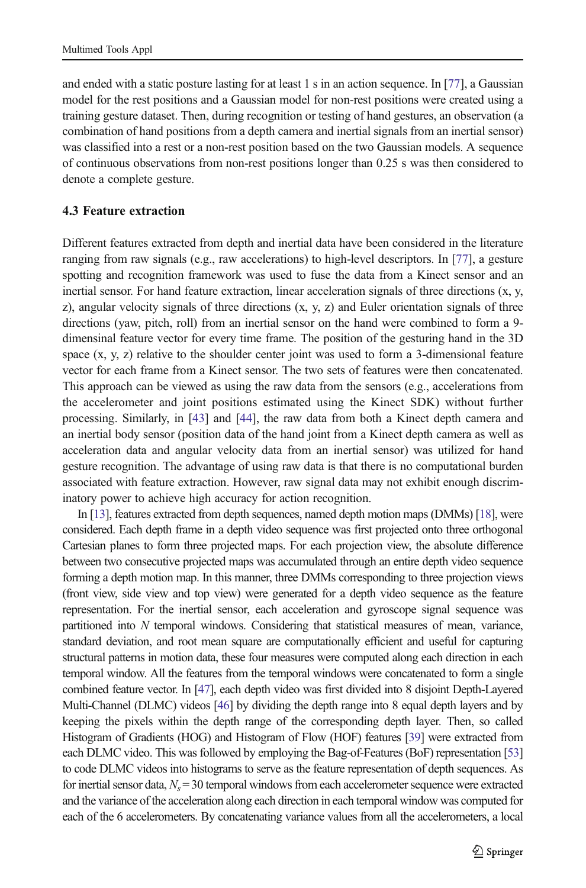and ended with a static posture lasting for at least 1 s in an action sequence. In [77], a Gaussian model for the rest positions and a Gaussian model for non-rest positions were created using a training gesture dataset. Then, during recognition or testing of hand gestures, an observation (a combination of hand positions from a depth camera and inertial signals from an inertial sensor) was classified into a rest or a non-rest position based on the two Gaussian models. A sequence of continuous observations from non-rest positions longer than 0.25 s was then considered to denote a complete gesture.

### 4.3 Feature extraction

Different features extracted from depth and inertial data have been considered in the literature ranging from raw signals (e.g., raw accelerations) to high-level descriptors. In [77], a gesture spotting and recognition framework was used to fuse the data from a Kinect sensor and an inertial sensor. For hand feature extraction, linear acceleration signals of three directions (x, y, z), angular velocity signals of three directions (x, y, z) and Euler orientation signals of three directions (yaw, pitch, roll) from an inertial sensor on the hand were combined to form a 9-dimensinal feature vector for every time frame. The position of the gesturing hand in the 3D space (x, y, z) relative to the shoulder center joint was used to form a 3-dimensional feature vector for each frame from a Kinect sensor. The two sets of features were then concatenated. This approach can be viewed as using the raw data from the sensors (e.g., accelerations from the accelerometer and joint positions estimated using the Kinect SDK) without further processing. Similarly, in [43] and [44], the raw data from both a Kinect depth camera and an inertial body sensor (position data of the hand joint from a Kinect depth camera as well as acceleration data and angular velocity data from an inertial sensor) was utilized for hand gesture recognition. The advantage of using raw data is that there is no computational burden associated with feature extraction. However, raw signal data may not exhibit enough discriminatory power to achieve high accuracy for action recognition.

In [13], features extracted from depth sequences, named depth motion maps (DMMs) [18], were considered. Each depth frame in a depth video sequence was first projected onto three orthogonal Cartesian planes to form three projected maps. For each projection view, the absolute difference between two consecutive projected maps was accumulated through an entire depth video sequence forming a depth motion map. In this manner, three DMMs corresponding to three projection views (front view, side view and top view) were generated for a depth video sequence as the feature representation. For the inertial sensor, each acceleration and gyroscope signal sequence was partitioned into $N$ temporal windows. Considering that statistical measures of mean, variance, standard deviation, and root mean square are computationally efficient and useful for capturing structural patterns in motion data, these four measures were computed along each direction in each temporal window. All the features from the temporal windows were concatenated to form a single combined feature vector. In [47], each depth video was first divided into 8 disjoint Depth-Layered Multi-Channel (DLMC) videos [46] by dividing the depth range into 8 equal depth layers and by keeping the pixels within the depth range of the corresponding depth layer. Then, so called Histogram of Gradients (HOG) and Histogram of Flow (HOF) features [39] were extracted from each DLMC video. This was followed by employing the Bag-of-Features (BoF) representation [53] to code DLMC videos into histograms to serve as the feature representation of depth sequences. As for inertial sensor data, $N_s = 30$ temporal windows from each accelerometer sequence were extracted and the variance of the acceleration along each direction in each temporal window was computed for each of the 6 accelerometers. By concatenating variance values from all the accelerometers, a local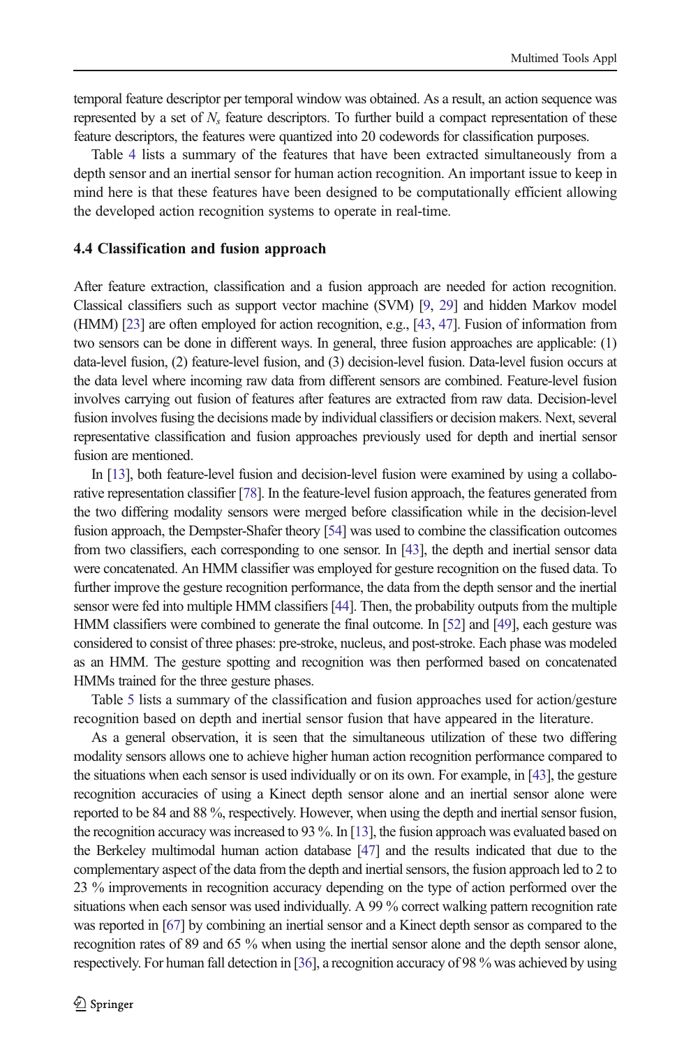temporal feature descriptor per temporal window was obtained. As a result, an action sequence was represented by a set of $N_s$ feature descriptors. To further build a compact representation of these feature descriptors, the features were quantized into 20 codewords for classification purposes.

Table 4 lists a summary of the features that have been extracted simultaneously from a depth sensor and an inertial sensor for human action recognition. An important issue to keep in mind here is that these features have been designed to be computationally efficient allowing the developed action recognition systems to operate in real-time.

### 4.4 Classification and fusion approach

After feature extraction, classification and a fusion approach are needed for action recognition. Classical classifiers such as support vector machine (SVM) [9, 29] and hidden Markov model (HMM) [23] are often employed for action recognition, e.g., [43, 47]. Fusion of information from two sensors can be done in different ways. In general, three fusion approaches are applicable: (1) data-level fusion, (2) feature-level fusion, and (3) decision-level fusion. Data-level fusion occurs at the data level where incoming raw data from different sensors are combined. Feature-level fusion involves carrying out fusion of features after features are extracted from raw data. Decision-level fusion involves fusing the decisions made by individual classifiers or decision makers. Next, several representative classification and fusion approaches previously used for depth and inertial sensor fusion are mentioned.

In [13], both feature-level fusion and decision-level fusion were examined by using a collaborative representation classifier [78]. In the feature-level fusion approach, the features generated from the two differing modality sensors were merged before classification while in the decision-level fusion approach, the Dempster-Shafer theory [54] was used to combine the classification outcomes from two classifiers, each corresponding to one sensor. In [43], the depth and inertial sensor data were concatenated. An HMM classifier was employed for gesture recognition on the fused data. To further improve the gesture recognition performance, the data from the depth sensor and the inertial sensor were fed into multiple HMM classifiers [44]. Then, the probability outputs from the multiple HMM classifiers were combined to generate the final outcome. In [52] and [49], each gesture was considered to consist of three phases: pre-stroke, nucleus, and post-stroke. Each phase was modeled as an HMM. The gesture spotting and recognition was then performed based on concatenated HMMs trained for the three gesture phases.

Table 5 lists a summary of the classification and fusion approaches used for action/gesture recognition based on depth and inertial sensor fusion that have appeared in the literature.

As a general observation, it is seen that the simultaneous utilization of these two differing modality sensors allows one to achieve higher human action recognition performance compared to the situations when each sensor is used individually or on its own. For example, in [43], the gesture recognition accuracies of using a Kinect depth sensor alone and an inertial sensor alone were reported to be 84 and 88 %, respectively. However, when using the depth and inertial sensor fusion, the recognition accuracy was increased to 93 %. In [13], the fusion approach was evaluated based on the Berkeley multimodal human action database [47] and the results indicated that due to the complementary aspect of the data from the depth and inertial sensors, the fusion approach led to 2 to 23 % improvements in recognition accuracy depending on the type of action performed over the situations when each sensor was used individually. A 99 % correct walking pattern recognition rate was reported in [67] by combining an inertial sensor and a Kinect depth sensor as compared to the recognition rates of 89 and 65 % when using the inertial sensor alone and the depth sensor alone, respectively. For human fall detection in [36], a recognition accuracy of 98 % was achieved by using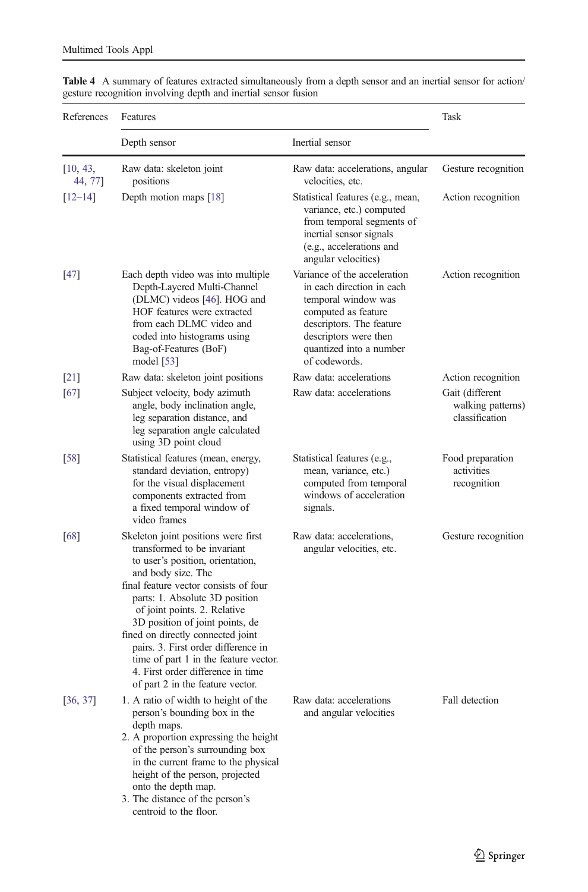**Table 4** A summary of features extracted simultaneously from a depth sensor and an inertial sensor for action/gesture recognition involving depth and inertial sensor fusion

| References | Features | | Task |
|---|---|---|---|
| | Depth sensor | Inertial sensor | |
| [10, 43, 44, 77] | Raw data: skeleton joint positions | Raw data: accelerations, angular velocities, etc. | Gesture recognition |
| [12–14] | Depth motion maps [18] | Statistical features (e.g., mean, variance, etc.) computed from temporal segments of inertial sensor signals (e.g., accelerations and angular velocities) | Action recognition |
| [47] | Each depth video was into multiple Depth-Layered Multi-Channel (DLMC) videos [46]. HOG and HOF features were extracted from each DLMC video and coded into histograms using Bag-of-Features (BoF) model [53] | Variance of the acceleration in each direction in each temporal window was computed as feature descriptors. The feature descriptors were then quantized into a number of codewords. | Action recognition |
| [21] | Raw data: skeleton joint positions | Raw data: accelerations | Action recognition |
| [67] | Subject velocity, body azimuth angle, body inclination angle, leg separation distance, and leg separation angle calculated using 3D point cloud | Raw data: accelerations | Gait (different walking patterns) classification |
| [58] | Statistical features (mean, energy, standard deviation, entropy) for the visual displacement components extracted from a fixed temporal window of video frames | Statistical features (e.g., mean, variance, etc.) computed from temporal windows of acceleration signals. | Food preparation activities recognition |
| [68] | Skeleton joint positions were first transformed to be invariant to user's position, orientation, and body size. The final feature vector consists of four parts: 1. Absolute 3D position of joint points. 2. Relative 3D position of joint points, de fined on directly connected joint pairs. 3. First order difference in time of part 1 in the feature vector. 4. First order difference in time of part 2 in the feature vector. | Raw data: accelerations, angular velocities, etc. | Gesture recognition |
| [36, 37] | 1. A ratio of width to height of the person's bounding box in the depth maps. 2. A proportion expressing the height of the person's surrounding box in the current frame to the physical height of the person, projected onto the depth map. 3. The distance of the person's centroid to the floor. | Raw data: accelerations and angular velocities | Fall detection |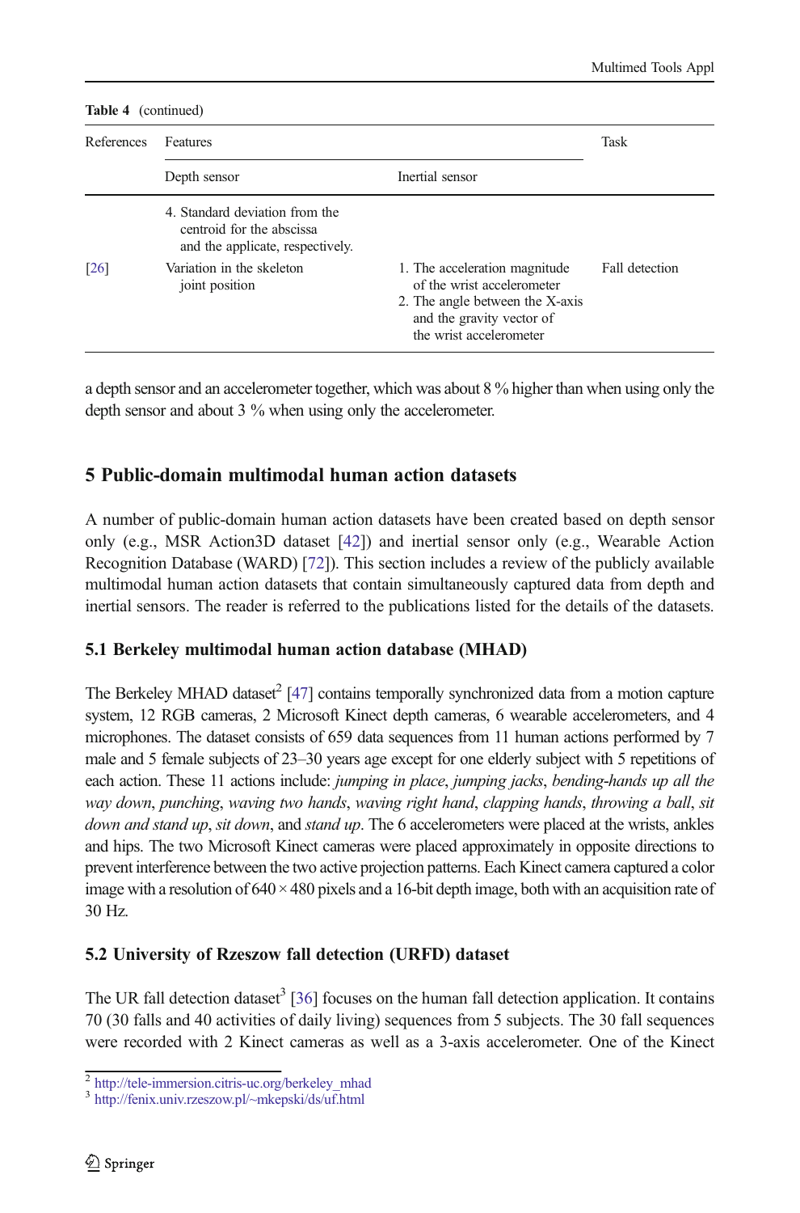**Table 4** (continued)

| References | Features | | Task |
|---|---|---|---|
| | Depth sensor | Inertial sensor | |
| | 4. Standard deviation from the centroid for the abscissa and the applicate, respectively. | | |
| [26] | Variation in the skeleton joint position | 1. The acceleration magnitude of the wrist accelerometer 2. The angle between the X-axis and the gravity vector of the wrist accelerometer | Fall detection |

a depth sensor and an accelerometer together, which was about 8 % higher than when using only the depth sensor and about 3 % when using only the accelerometer.

## 5 Public-domain multimodal human action datasets

A number of public-domain human action datasets have been created based on depth sensor only (e.g., MSR Action3D dataset [42]) and inertial sensor only (e.g., Wearable Action Recognition Database (WARD) [72]). This section includes a review of the publicly available multimodal human action datasets that contain simultaneously captured data from depth and inertial sensors. The reader is referred to the publications listed for the details of the datasets.

### 5.1 Berkeley multimodal human action database (MHAD)

The Berkeley MHAD dataset[2] [47] contains temporally synchronized data from a motion capture system, 12 RGB cameras, 2 Microsoft Kinect depth cameras, 6 wearable accelerometers, and 4 microphones. The dataset consists of 659 data sequences from 11 human actions performed by 7 male and 5 female subjects of 23–30 years age except for one elderly subject with 5 repetitions of each action. These 11 actions include: *jumping in place*, *jumping jacks*, *bending-hands up all the way down*, *punching*, *waving two hands*, *waving right hand*, *clapping hands*, *throwing a ball*, *sit down and stand up*, *sit down*, and *stand up*. The 6 accelerometers were placed at the wrists, ankles and hips. The two Microsoft Kinect cameras were placed approximately in opposite directions to prevent interference between the two active projection patterns. Each Kinect camera captured a color image with a resolution of 640 × 480 pixels and a 16-bit depth image, both with an acquisition rate of 30 Hz.

### 5.2 University of Rzeszow fall detection (URFD) dataset

The UR fall detection dataset[3] [36] focuses on the human fall detection application. It contains 70 (30 falls and 40 activities of daily living) sequences from 5 subjects. The 30 fall sequences were recorded with 2 Kinect cameras as well as a 3-axis accelerometer. One of the Kinect

[2] http://tele-immersion.citris-uc.org/berkeley_mhad
[3] http://fenix.univ.rzeszow.pl/~mkepski/ds/uf.html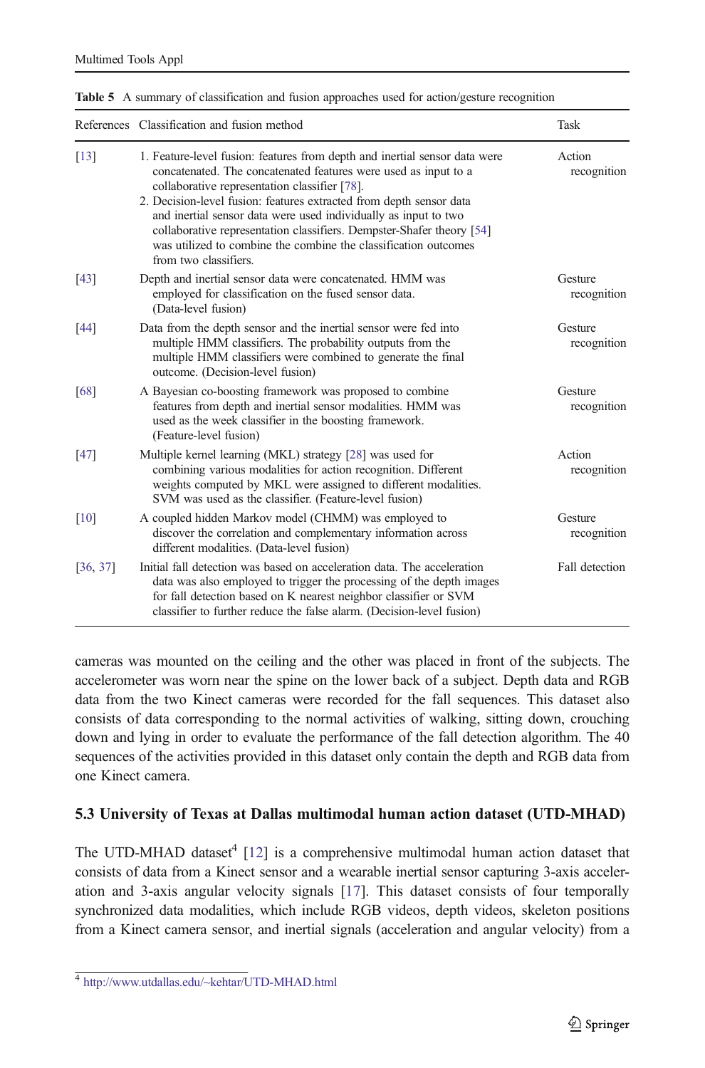**Table 5** A summary of classification and fusion approaches used for action/gesture recognition

| References | Classification and fusion method | Task |
|---|---|---|
| [13] | 1. Feature-level fusion: features from depth and inertial sensor data were concatenated. The concatenated features were used as input to a collaborative representation classifier [78]. 2. Decision-level fusion: features extracted from depth sensor data and inertial sensor data were used individually as input to two collaborative representation classifiers. Dempster-Shafer theory [54] was utilized to combine the combine the classification outcomes from two classifiers. | Action recognition |
| [43] | Depth and inertial sensor data were concatenated. HMM was employed for classification on the fused sensor data. (Data-level fusion) | Gesture recognition |
| [44] | Data from the depth sensor and the inertial sensor were fed into multiple HMM classifiers. The probability outputs from the multiple HMM classifiers were combined to generate the final outcome. (Decision-level fusion) | Gesture recognition |
| [68] | A Bayesian co-boosting framework was proposed to combine features from depth and inertial sensor modalities. HMM was used as the week classifier in the boosting framework. (Feature-level fusion) | Gesture recognition |
| [47] | Multiple kernel learning (MKL) strategy [28] was used for combining various modalities for action recognition. Different weights computed by MKL were assigned to different modalities. SVM was used as the classifier. (Feature-level fusion) | Action recognition |
| [10] | A coupled hidden Markov model (CHMM) was employed to discover the correlation and complementary information across different modalities. (Data-level fusion) | Gesture recognition |
| [36, 37] | Initial fall detection was based on acceleration data. The acceleration data was also employed to trigger the processing of the depth images for fall detection based on K nearest neighbor classifier or SVM classifier to further reduce the false alarm. (Decision-level fusion) | Fall detection |

cameras was mounted on the ceiling and the other was placed in front of the subjects. The accelerometer was worn near the spine on the lower back of a subject. Depth data and RGB data from the two Kinect cameras were recorded for the fall sequences. This dataset also consists of data corresponding to the normal activities of walking, sitting down, crouching down and lying in order to evaluate the performance of the fall detection algorithm. The 40 sequences of the activities provided in this dataset only contain the depth and RGB data from one Kinect camera.

### 5.3 University of Texas at Dallas multimodal human action dataset (UTD-MHAD)

The UTD-MHAD dataset[4] [12] is a comprehensive multimodal human action dataset that consists of data from a Kinect sensor and a wearable inertial sensor capturing 3-axis acceleration and 3-axis angular velocity signals [17]. This dataset consists of four temporally synchronized data modalities, which include RGB videos, depth videos, skeleton positions from a Kinect camera sensor, and inertial signals (acceleration and angular velocity) from a

[4] http://www.utdallas.edu/~kehtar/UTD-MHAD.html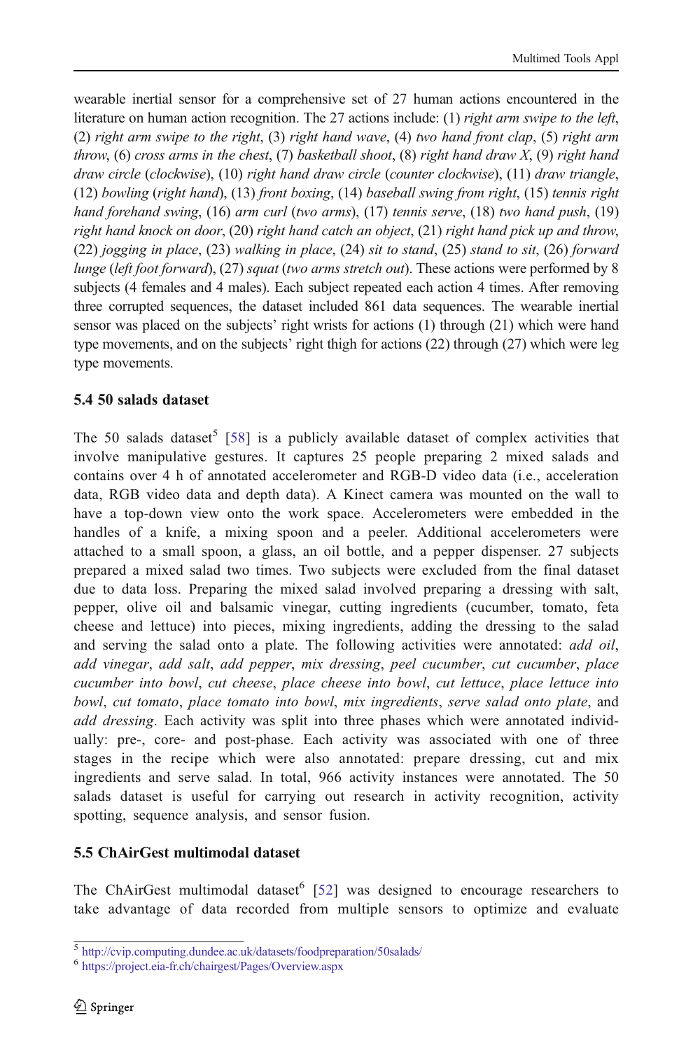wearable inertial sensor for a comprehensive set of 27 human actions encountered in the literature on human action recognition. The 27 actions include: (1) *right arm swipe to the left*, (2) *right arm swipe to the right*, (3) *right hand wave*, (4) *two hand front clap*, (5) *right arm throw*, (6) *cross arms in the chest*, (7) *basketball shoot*, (8) *right hand draw X*, (9) *right hand draw circle* (*clockwise*), (10) *right hand draw circle* (*counter clockwise*), (11) *draw triangle*, (12) *bowling* (*right hand*), (13) *front boxing*, (14) *baseball swing from right*, (15) *tennis right hand forehand swing*, (16) *arm curl* (*two arms*), (17) *tennis serve*, (18) *two hand push*, (19) *right hand knock on door*, (20) *right hand catch an object*, (21) *right hand pick up and throw*, (22) *jogging in place*, (23) *walking in place*, (24) *sit to stand*, (25) *stand to sit*, (26) *forward lunge* (*left foot forward*), (27) *squat* (*two arms stretch out*). These actions were performed by 8 subjects (4 females and 4 males). Each subject repeated each action 4 times. After removing three corrupted sequences, the dataset included 861 data sequences. The wearable inertial sensor was placed on the subjects' right wrists for actions (1) through (21) which were hand type movements, and on the subjects' right thigh for actions (22) through (27) which were leg type movements.

### 5.4 50 salads dataset

The 50 salads dataset[5] [58] is a publicly available dataset of complex activities that involve manipulative gestures. It captures 25 people preparing 2 mixed salads and contains over 4 h of annotated accelerometer and RGB-D video data (i.e., acceleration data, RGB video data and depth data). A Kinect camera was mounted on the wall to have a top-down view onto the work space. Accelerometers were embedded in the handles of a knife, a mixing spoon and a peeler. Additional accelerometers were attached to a small spoon, a glass, an oil bottle, and a pepper dispenser. 27 subjects prepared a mixed salad two times. Two subjects were excluded from the final dataset due to data loss. Preparing the mixed salad involved preparing a dressing with salt, pepper, olive oil and balsamic vinegar, cutting ingredients (cucumber, tomato, feta cheese and lettuce) into pieces, mixing ingredients, adding the dressing to the salad and serving the salad onto a plate. The following activities were annotated: *add oil*, *add vinegar*, *add salt*, *add pepper*, *mix dressing*, *peel cucumber*, *cut cucumber*, *place cucumber into bowl*, *cut cheese*, *place cheese into bowl*, *cut lettuce*, *place lettuce into bowl*, *cut tomato*, *place tomato into bowl*, *mix ingredients*, *serve salad onto plate*, and *add dressing*. Each activity was split into three phases which were annotated individually: pre-, core- and post-phase. Each activity was associated with one of three stages in the recipe which were also annotated: prepare dressing, cut and mix ingredients and serve salad. In total, 966 activity instances were annotated. The 50 salads dataset is useful for carrying out research in activity recognition, activity spotting, sequence analysis, and sensor fusion.

### 5.5 ChAirGest multimodal dataset

The ChAirGest multimodal dataset[6] [52] was designed to encourage researchers to take advantage of data recorded from multiple sensors to optimize and evaluate

[5] http://cvip.computing.dundee.ac.uk/datasets/foodpreparation/50salads/

[6] https://project.eia-fr.ch/chairgest/Pages/Overview.aspx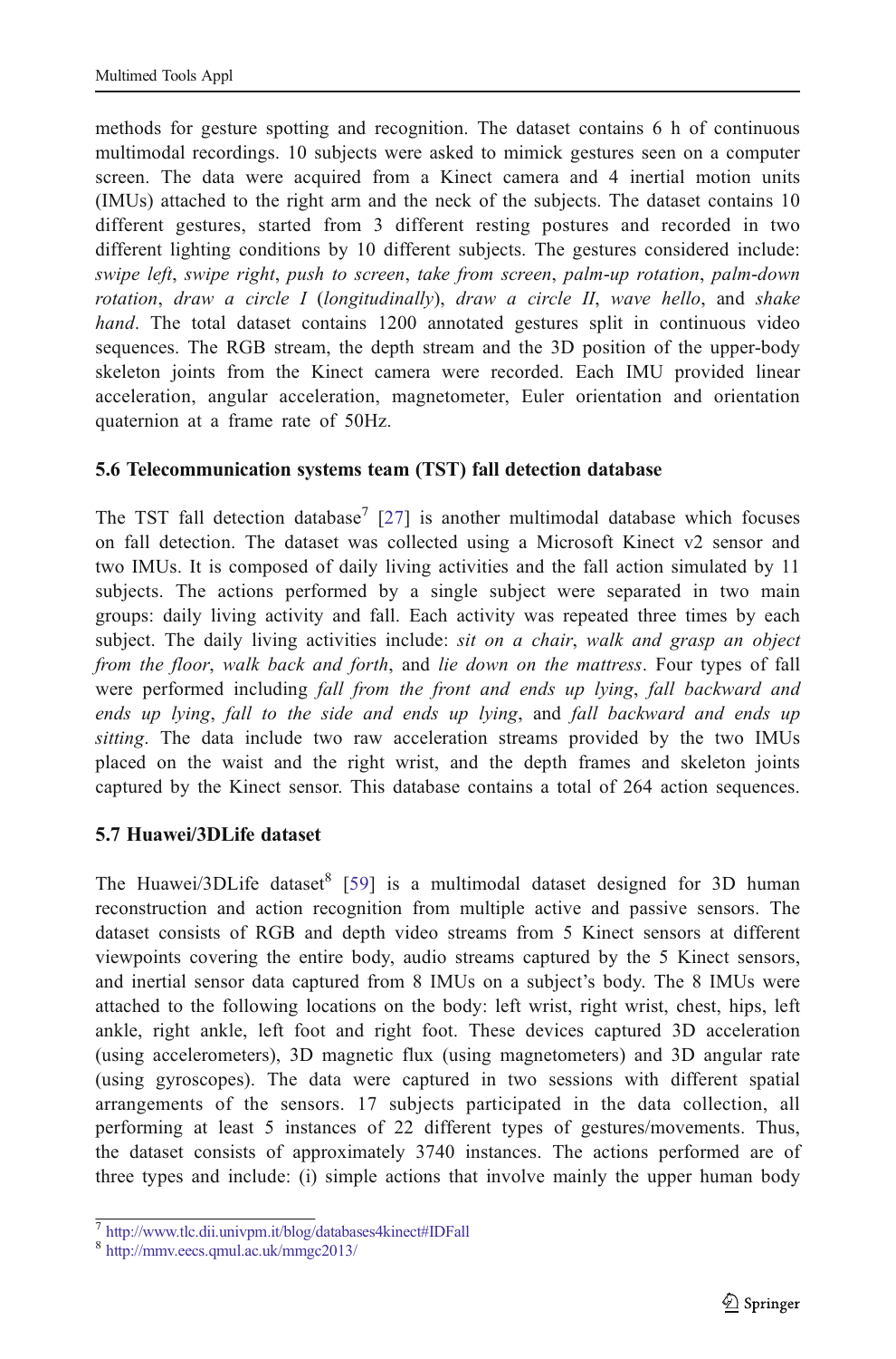methods for gesture spotting and recognition. The dataset contains 6 h of continuous multimodal recordings. 10 subjects were asked to mimick gestures seen on a computer screen. The data were acquired from a Kinect camera and 4 inertial motion units (IMUs) attached to the right arm and the neck of the subjects. The dataset contains 10 different gestures, started from 3 different resting postures and recorded in two different lighting conditions by 10 different subjects. The gestures considered include: *swipe left*, *swipe right*, *push to screen*, *take from screen*, *palm-up rotation*, *palm-down rotation*, *draw a circle I* (*longitudinally*), *draw a circle II*, *wave hello*, and *shake hand*. The total dataset contains 1200 annotated gestures split in continuous video sequences. The RGB stream, the depth stream and the 3D position of the upper-body skeleton joints from the Kinect camera were recorded. Each IMU provided linear acceleration, angular acceleration, magnetometer, Euler orientation and orientation quaternion at a frame rate of 50Hz.

### 5.6 Telecommunication systems team (TST) fall detection database

The TST fall detection database[7] [27] is another multimodal database which focuses on fall detection. The dataset was collected using a Microsoft Kinect v2 sensor and two IMUs. It is composed of daily living activities and the fall action simulated by 11 subjects. The actions performed by a single subject were separated in two main groups: daily living activity and fall. Each activity was repeated three times by each subject. The daily living activities include: *sit on a chair*, *walk and grasp an object from the floor*, *walk back and forth*, and *lie down on the mattress*. Four types of fall were performed including *fall from the front and ends up lying*, *fall backward and ends up lying*, *fall to the side and ends up lying*, and *fall backward and ends up sitting*. The data include two raw acceleration streams provided by the two IMUs placed on the waist and the right wrist, and the depth frames and skeleton joints captured by the Kinect sensor. This database contains a total of 264 action sequences.

### 5.7 Huawei/3DLife dataset

The Huawei/3DLife dataset[8] [59] is a multimodal dataset designed for 3D human reconstruction and action recognition from multiple active and passive sensors. The dataset consists of RGB and depth video streams from 5 Kinect sensors at different viewpoints covering the entire body, audio streams captured by the 5 Kinect sensors, and inertial sensor data captured from 8 IMUs on a subject's body. The 8 IMUs were attached to the following locations on the body: left wrist, right wrist, chest, hips, left ankle, right ankle, left foot and right foot. These devices captured 3D acceleration (using accelerometers), 3D magnetic flux (using magnetometers) and 3D angular rate (using gyroscopes). The data were captured in two sessions with different spatial arrangements of the sensors. 17 subjects participated in the data collection, all performing at least 5 instances of 22 different types of gestures/movements. Thus, the dataset consists of approximately 3740 instances. The actions performed are of three types and include: (i) simple actions that involve mainly the upper human body

---

[7] http://www.tlc.dii.univpm.it/blog/databases4kinect#IDFall

[8] http://mmv.eecs.qmul.ac.uk/mmgc2013/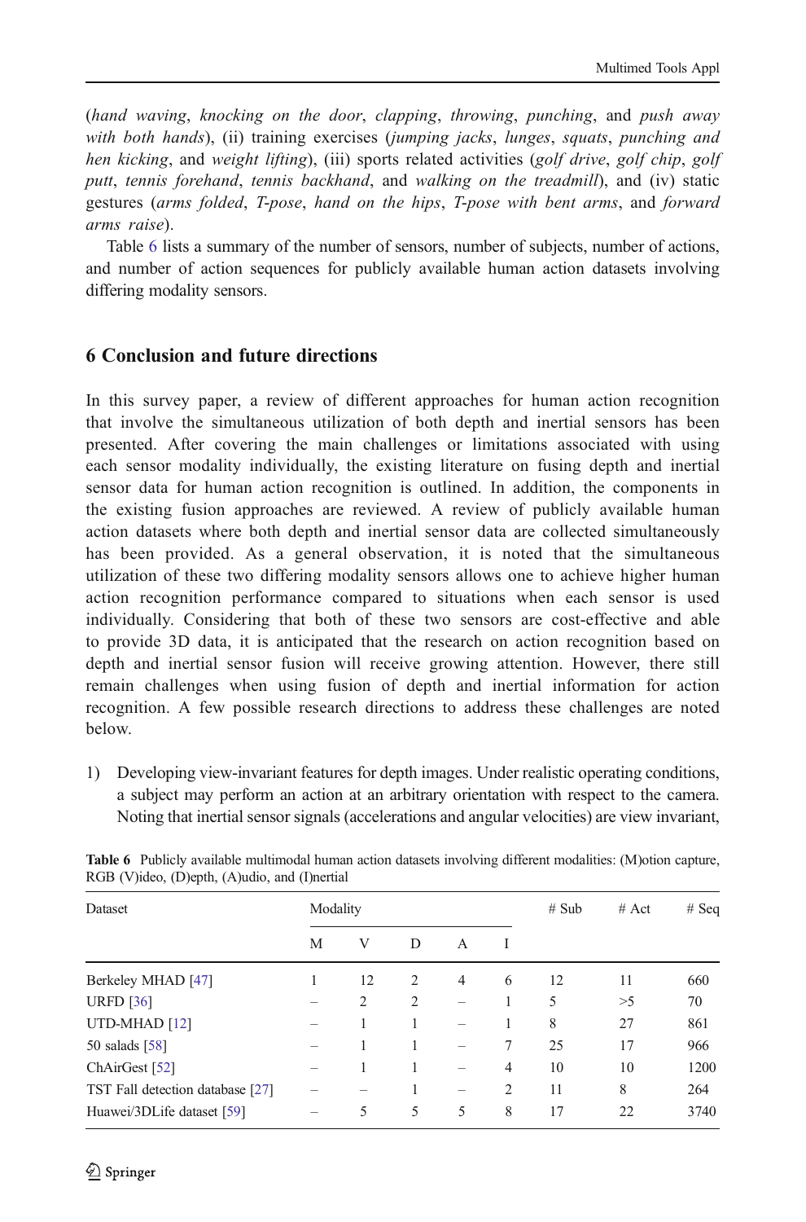(*hand waving*, *knocking on the door*, *clapping*, *throwing*, *punching*, and *push away with both hands*), (ii) training exercises (*jumping jacks*, *lunges*, *squats*, *punching and hen kicking*, and *weight lifting*), (iii) sports related activities (*golf drive*, *golf chip*, *golf putt*, *tennis forehand*, *tennis backhand*, and *walking on the treadmill*), and (iv) static gestures (*arms folded*, *T-pose*, *hand on the hips*, *T-pose with bent arms*, and *forward arms raise*).

Table 6 lists a summary of the number of sensors, number of subjects, number of actions, and number of action sequences for publicly available human action datasets involving differing modality sensors.

## 6 Conclusion and future directions

In this survey paper, a review of different approaches for human action recognition that involve the simultaneous utilization of both depth and inertial sensors has been presented. After covering the main challenges or limitations associated with using each sensor modality individually, the existing literature on fusing depth and inertial sensor data for human action recognition is outlined. In addition, the components in the existing fusion approaches are reviewed. A review of publicly available human action datasets where both depth and inertial sensor data are collected simultaneously has been provided. As a general observation, it is noted that the simultaneous utilization of these two differing modality sensors allows one to achieve higher human action recognition performance compared to situations when each sensor is used individually. Considering that both of these two sensors are cost-effective and able to provide 3D data, it is anticipated that the research on action recognition based on depth and inertial sensor fusion will receive growing attention. However, there still remain challenges when using fusion of depth and inertial information for action recognition. A few possible research directions to address these challenges are noted below.

1) Developing view-invariant features for depth images. Under realistic operating conditions, a subject may perform an action at an arbitrary orientation with respect to the camera. Noting that inertial sensor signals (accelerations and angular velocities) are view invariant,

**Table 6** Publicly available multimodal human action datasets involving different modalities: (M)otion capture, RGB (V)ideo, (D)epth, (A)udio, and (I)nertial

| Dataset | Modality | | | | | # Sub | # Act | # Seq |
|---|---|---|---|---|---|---|---|---|
| | M | V | D | A | I | | | |
| Berkeley MHAD [47] | 1 | 12 | 2 | 4 | 6 | 12 | 11 | 660 |
| URFD [36] | – | 2 | 2 | – | 1 | 5 | >5 | 70 |
| UTD-MHAD [12] | – | 1 | 1 | – | 1 | 8 | 27 | 861 |
| 50 salads [58] | – | 1 | 1 | – | 7 | 25 | 17 | 966 |
| ChAirGest [52] | – | 1 | 1 | – | 4 | 10 | 10 | 1200 |
| TST Fall detection database [27] | – | – | 1 | – | 2 | 11 | 8 | 264 |
| Huawei/3DLife dataset [59] | – | 5 | 5 | 5 | 8 | 17 | 22 | 3740 |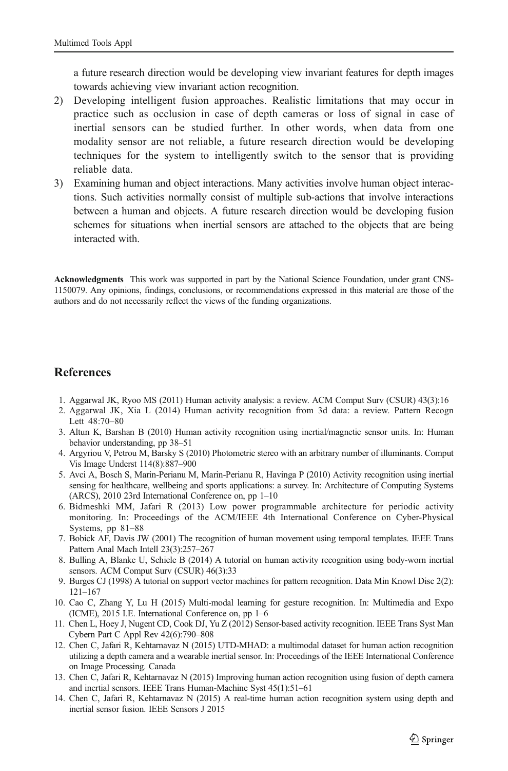a future research direction would be developing view invariant features for depth images towards achieving view invariant action recognition.

2) Developing intelligent fusion approaches. Realistic limitations that may occur in practice such as occlusion in case of depth cameras or loss of signal in case of inertial sensors can be studied further. In other words, when data from one modality sensor are not reliable, a future research direction would be developing techniques for the system to intelligently switch to the sensor that is providing reliable data.
3) Examining human and object interactions. Many activities involve human object interactions. Such activities normally consist of multiple sub-actions that involve interactions between a human and objects. A future research direction would be developing fusion schemes for situations when inertial sensors are attached to the objects that are being interacted with.

**Acknowledgments** This work was supported in part by the National Science Foundation, under grant CNS-1150079. Any opinions, findings, conclusions, or recommendations expressed in this material are those of the authors and do not necessarily reflect the views of the funding organizations.

## References

1. Aggarwal JK, Ryoo MS (2011) Human activity analysis: a review. ACM Comput Surv (CSUR) 43(3):16
2. Aggarwal JK, Xia L (2014) Human activity recognition from 3d data: a review. Pattern Recogn Lett 48:70–80
3. Altun K, Barshan B (2010) Human activity recognition using inertial/magnetic sensor units. In: Human behavior understanding, pp 38–51
4. Argyriou V, Petrou M, Barsky S (2010) Photometric stereo with an arbitrary number of illuminants. Comput Vis Image Underst 114(8):887–900
5. Avci A, Bosch S, Marin-Perianu M, Marin-Perianu R, Havinga P (2010) Activity recognition using inertial sensing for healthcare, wellbeing and sports applications: a survey. In: Architecture of Computing Systems (ARCS), 2010 23rd International Conference on, pp 1–10
6. Bidmeshki MM, Jafari R (2013) Low power programmable architecture for periodic activity monitoring. In: Proceedings of the ACM/IEEE 4th International Conference on Cyber-Physical Systems, pp 81–88
7. Bobick AF, Davis JW (2001) The recognition of human movement using temporal templates. IEEE Trans Pattern Anal Mach Intell 23(3):257–267
8. Bulling A, Blanke U, Schiele B (2014) A tutorial on human activity recognition using body-worn inertial sensors. ACM Comput Surv (CSUR) 46(3):33
9. Burges CJ (1998) A tutorial on support vector machines for pattern recognition. Data Min Knowl Disc 2(2): 121–167
10. Cao C, Zhang Y, Lu H (2015) Multi-modal learning for gesture recognition. In: Multimedia and Expo (ICME), 2015 I.E. International Conference on, pp 1–6
11. Chen L, Hoey J, Nugent CD, Cook DJ, Yu Z (2012) Sensor-based activity recognition. IEEE Trans Syst Man Cybern Part C Appl Rev 42(6):790–808
12. Chen C, Jafari R, Kehtarnavaz N (2015) UTD-MHAD: a multimodal dataset for human action recognition utilizing a depth camera and a wearable inertial sensor. In: Proceedings of the IEEE International Conference on Image Processing. Canada
13. Chen C, Jafari R, Kehtarnavaz N (2015) Improving human action recognition using fusion of depth camera and inertial sensors. IEEE Trans Human-Machine Syst 45(1):51–61
14. Chen C, Jafari R, Kehtarnavaz N (2015) A real-time human action recognition system using depth and inertial sensor fusion. IEEE Sensors J 2015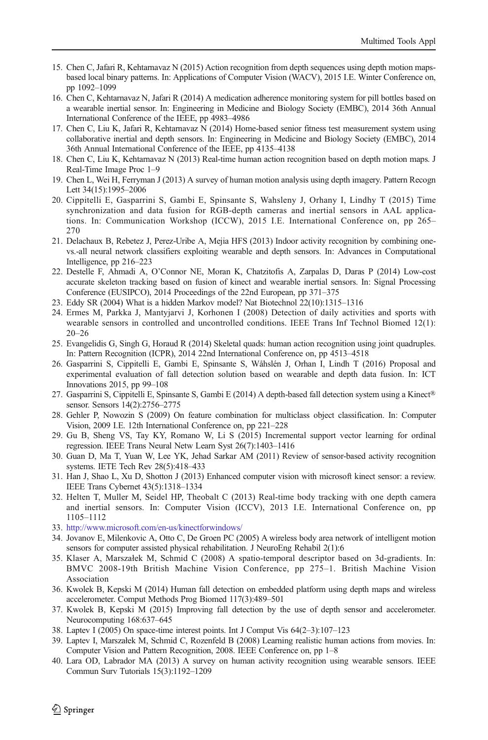15. Chen C, Jafari R, Kehtarnavaz N (2015) Action recognition from depth sequences using depth motion maps-based local binary patterns. In: Applications of Computer Vision (WACV), 2015 I.E. Winter Conference on, pp 1092–1099
16. Chen C, Kehtarnavaz N, Jafari R (2014) A medication adherence monitoring system for pill bottles based on a wearable inertial sensor. In: Engineering in Medicine and Biology Society (EMBC), 2014 36th Annual International Conference of the IEEE, pp 4983–4986
17. Chen C, Liu K, Jafari R, Kehtarnavaz N (2014) Home-based senior fitness test measurement system using collaborative inertial and depth sensors. In: Engineering in Medicine and Biology Society (EMBC), 2014 36th Annual International Conference of the IEEE, pp 4135–4138
18. Chen C, Liu K, Kehtarnavaz N (2013) Real-time human action recognition based on depth motion maps. J Real-Time Image Proc 1–9
19. Chen L, Wei H, Ferryman J (2013) A survey of human motion analysis using depth imagery. Pattern Recogn Lett 34(15):1995–2006
20. Cippitelli E, Gasparrini S, Gambi E, Spinsante S, Wahsleny J, Orhany I, Lindhy T (2015) Time synchronization and data fusion for RGB-depth cameras and inertial sensors in AAL applications. In: Communication Workshop (ICCW), 2015 I.E. International Conference on, pp 265–270
21. Delachaux B, Rebetez J, Perez-Uribe A, Mejia HFS (2013) Indoor activity recognition by combining one-vs.-all neural network classifiers exploiting wearable and depth sensors. In: Advances in Computational Intelligence, pp 216–223
22. Destelle F, Ahmadi A, O'Connor NE, Moran K, Chatzitofis A, Zarpalas D, Daras P (2014) Low-cost accurate skeleton tracking based on fusion of kinect and wearable inertial sensors. In: Signal Processing Conference (EUSIPCO), 2014 Proceedings of the 22nd European, pp 371–375
23. Eddy SR (2004) What is a hidden Markov model? Nat Biotechnol 22(10):1315–1316
24. Ermes M, Parkka J, Mantyjarvi J, Korhonen I (2008) Detection of daily activities and sports with wearable sensors in controlled and uncontrolled conditions. IEEE Trans Inf Technol Biomed 12(1): 20–26
25. Evangelidis G, Singh G, Horaud R (2014) Skeletal quads: human action recognition using joint quadruples. In: Pattern Recognition (ICPR), 2014 22nd International Conference on, pp 4513–4518
26. Gasparrini S, Cippitelli E, Gambi E, Spinsante S, Wåhslén J, Orhan I, Lindh T (2016) Proposal and experimental evaluation of fall detection solution based on wearable and depth data fusion. In: ICT Innovations 2015, pp 99–108
27. Gasparrini S, Cippitelli E, Spinsante S, Gambi E (2014) A depth-based fall detection system using a Kinect® sensor. Sensors 14(2):2756–2775
28. Gehler P, Nowozin S (2009) On feature combination for multiclass object classification. In: Computer Vision, 2009 I.E. 12th International Conference on, pp 221–228
29. Gu B, Sheng VS, Tay KY, Romano W, Li S (2015) Incremental support vector learning for ordinal regression. IEEE Trans Neural Netw Learn Syst 26(7):1403–1416
30. Guan D, Ma T, Yuan W, Lee YK, Jehad Sarkar AM (2011) Review of sensor-based activity recognition systems. IETE Tech Rev 28(5):418–433
31. Han J, Shao L, Xu D, Shotton J (2013) Enhanced computer vision with microsoft kinect sensor: a review. IEEE Trans Cybernet 43(5):1318–1334
32. Helten T, Muller M, Seidel HP, Theobalt C (2013) Real-time body tracking with one depth camera and inertial sensors. In: Computer Vision (ICCV), 2013 I.E. International Conference on, pp 1105–1112
33. http://www.microsoft.com/en-us/kinectforwindows/
34. Jovanov E, Milenkovic A, Otto C, De Groen PC (2005) A wireless body area network of intelligent motion sensors for computer assisted physical rehabilitation. J NeuroEng Rehabil 2(1):6
35. Klaser A, Marszałek M, Schmid C (2008) A spatio-temporal descriptor based on 3d-gradients. In: BMVC 2008-19th British Machine Vision Conference, pp 275–1. British Machine Vision Association
36. Kwolek B, Kepski M (2014) Human fall detection on embedded platform using depth maps and wireless accelerometer. Comput Methods Prog Biomed 117(3):489–501
37. Kwolek B, Kepski M (2015) Improving fall detection by the use of depth sensor and accelerometer. Neurocomputing 168:637–645
38. Laptev I (2005) On space-time interest points. Int J Comput Vis 64(2–3):107–123
39. Laptev I, Marszałek M, Schmid C, Rozenfeld B (2008) Learning realistic human actions from movies. In: Computer Vision and Pattern Recognition, 2008. IEEE Conference on, pp 1–8
40. Lara OD, Labrador MA (2013) A survey on human activity recognition using wearable sensors. IEEE Commun Surv Tutorials 15(3):1192–1209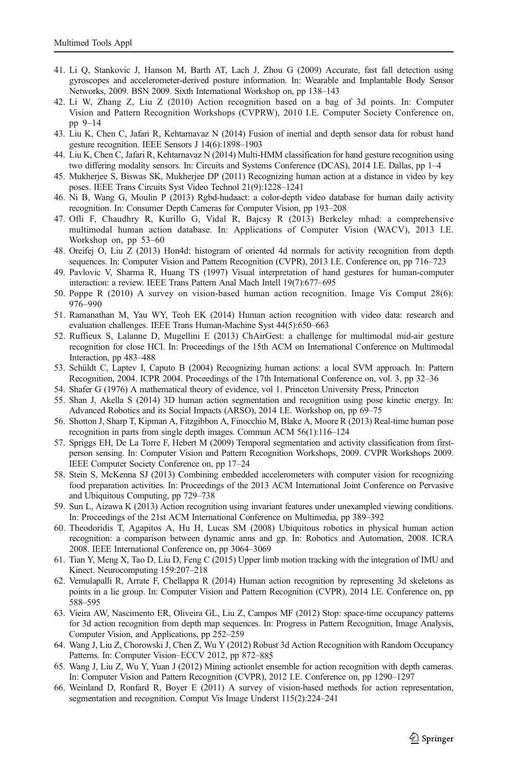41. Li Q, Stankovic J, Hanson M, Barth AT, Lach J, Zhou G (2009) Accurate, fast fall detection using gyroscopes and accelerometer-derived posture information. In: Wearable and Implantable Body Sensor Networks, 2009. BSN 2009. Sixth International Workshop on, pp 138–143
42. Li W, Zhang Z, Liu Z (2010) Action recognition based on a bag of 3d points. In: Computer Vision and Pattern Recognition Workshops (CVPRW), 2010 I.E. Computer Society Conference on, pp 9–14
43. Liu K, Chen C, Jafari R, Kehtarnavaz N (2014) Fusion of inertial and depth sensor data for robust hand gesture recognition. IEEE Sensors J 14(6):1898–1903
44. Liu K, Chen C, Jafari R, Kehtarnavaz N (2014) Multi-HMM classification for hand gesture recognition using two differing modality sensors. In: Circuits and Systems Conference (DCAS), 2014 I.E. Dallas, pp 1–4
45. Mukherjee S, Biswas SK, Mukherjee DP (2011) Recognizing human action at a distance in video by key poses. IEEE Trans Circuits Syst Video Technol 21(9):1228–1241
46. Ni B, Wang G, Moulin P (2013) Rgbd-hudaact: a color-depth video database for human daily activity recognition. In: Consumer Depth Cameras for Computer Vision, pp 193–208
47. Ofli F, Chaudhry R, Kurillo G, Vidal R, Bajcsy R (2013) Berkeley mhad: a comprehensive multimodal human action database. In: Applications of Computer Vision (WACV), 2013 I.E. Workshop on, pp 53–60
48. Oreifej O, Liu Z (2013) Hon4d: histogram of oriented 4d normals for activity recognition from depth sequences. In: Computer Vision and Pattern Recognition (CVPR), 2013 I.E. Conference on, pp 716–723
49. Pavlovic V, Sharma R, Huang TS (1997) Visual interpretation of hand gestures for human-computer interaction: a review. IEEE Trans Pattern Anal Mach Intell 19(7):677–695
50. Poppe R (2010) A survey on vision-based human action recognition. Image Vis Comput 28(6): 976–990
51. Ramanathan M, Yau WY, Teoh EK (2014) Human action recognition with video data: research and evaluation challenges. IEEE Trans Human-Machine Syst 44(5):650–663
52. Ruffieux S, Lalanne D, Mugellini E (2013) ChAirGest: a challenge for multimodal mid-air gesture recognition for close HCI. In: Proceedings of the 15th ACM on International Conference on Multimodal Interaction, pp 483–488
53. Schüldt C, Laptev I, Caputo B (2004) Recognizing human actions: a local SVM approach. In: Pattern Recognition, 2004. ICPR 2004. Proceedings of the 17th International Conference on, vol. 3, pp 32–36
54. Shafer G (1976) A mathematical theory of evidence, vol 1. Princeton University Press, Princeton
55. Shan J, Akella S (2014) 3D human action segmentation and recognition using pose kinetic energy. In: Advanced Robotics and its Social Impacts (ARSO), 2014 I.E. Workshop on, pp 69–75
56. Shotton J, Sharp T, Kipman A, Fitzgibbon A, Finocchio M, Blake A, Moore R (2013) Real-time human pose recognition in parts from single depth images. Commun ACM 56(1):116–124
57. Spriggs EH, De La Torre F, Hebert M (2009) Temporal segmentation and activity classification from first-person sensing. In: Computer Vision and Pattern Recognition Workshops, 2009. CVPR Workshops 2009. IEEE Computer Society Conference on, pp 17–24
58. Stein S, McKenna SJ (2013) Combining embedded accelerometers with computer vision for recognizing food preparation activities. In: Proceedings of the 2013 ACM International Joint Conference on Pervasive and Ubiquitous Computing, pp 729–738
59. Sun L, Aizawa K (2013) Action recognition using invariant features under unexampled viewing conditions. In: Proceedings of the 21st ACM International Conference on Multimedia, pp 389–392
60. Theodoridis T, Agapitos A, Hu H, Lucas SM (2008) Ubiquitous robotics in physical human action recognition: a comparison between dynamic anns and gp. In: Robotics and Automation, 2008. ICRA 2008. IEEE International Conference on, pp 3064–3069
61. Tian Y, Meng X, Tao D, Liu D, Feng C (2015) Upper limb motion tracking with the integration of IMU and Kinect. Neurocomputing 159:207–218
62. Vemulapalli R, Arrate F, Chellappa R (2014) Human action recognition by representing 3d skeletons as points in a lie group. In: Computer Vision and Pattern Recognition (CVPR), 2014 I.E. Conference on, pp 588–595
63. Vieira AW, Nascimento ER, Oliveira GL, Liu Z, Campos MF (2012) Stop: space-time occupancy patterns for 3d action recognition from depth map sequences. In: Progress in Pattern Recognition, Image Analysis, Computer Vision, and Applications, pp 252–259
64. Wang J, Liu Z, Chorowski J, Chen Z, Wu Y (2012) Robust 3d Action Recognition with Random Occupancy Patterns. In: Computer Vision–ECCV 2012, pp 872–885
65. Wang J, Liu Z, Wu Y, Yuan J (2012) Mining actionlet ensemble for action recognition with depth cameras. In: Computer Vision and Pattern Recognition (CVPR), 2012 I.E. Conference on, pp 1290–1297
66. Weinland D, Ronfard R, Boyer E (2011) A survey of vision-based methods for action representation, segmentation and recognition. Comput Vis Image Underst 115(2):224–241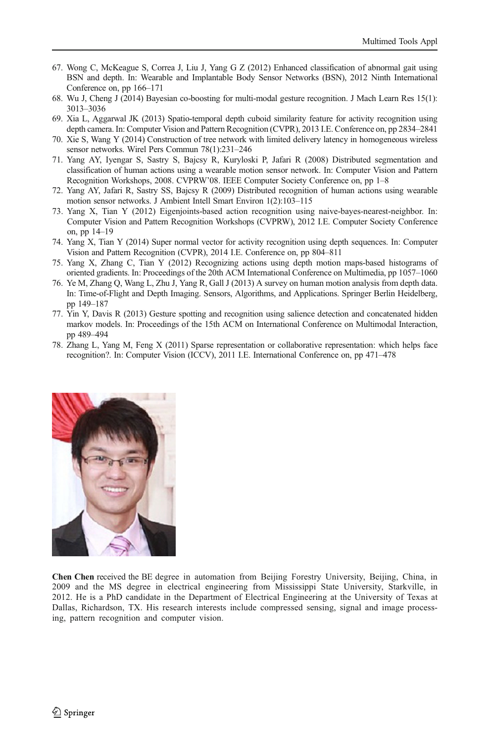67. Wong C, McKeague S, Correa J, Liu J, Yang G Z (2012) Enhanced classification of abnormal gait using BSN and depth. In: Wearable and Implantable Body Sensor Networks (BSN), 2012 Ninth International Conference on, pp 166–171
68. Wu J, Cheng J (2014) Bayesian co-boosting for multi-modal gesture recognition. J Mach Learn Res 15(1): 3013–3036
69. Xia L, Aggarwal JK (2013) Spatio-temporal depth cuboid similarity feature for activity recognition using depth camera. In: Computer Vision and Pattern Recognition (CVPR), 2013 I.E. Conference on, pp 2834–2841
70. Xie S, Wang Y (2014) Construction of tree network with limited delivery latency in homogeneous wireless sensor networks. Wirel Pers Commun 78(1):231–246
71. Yang AY, Iyengar S, Sastry S, Bajcsy R, Kuryloski P, Jafari R (2008) Distributed segmentation and classification of human actions using a wearable motion sensor network. In: Computer Vision and Pattern Recognition Workshops, 2008. CVPRW'08. IEEE Computer Society Conference on, pp 1–8
72. Yang AY, Jafari R, Sastry SS, Bajcsy R (2009) Distributed recognition of human actions using wearable motion sensor networks. J Ambient Intell Smart Environ 1(2):103–115
73. Yang X, Tian Y (2012) Eigenjoints-based action recognition using naive-bayes-nearest-neighbor. In: Computer Vision and Pattern Recognition Workshops (CVPRW), 2012 I.E. Computer Society Conference on, pp 14–19
74. Yang X, Tian Y (2014) Super normal vector for activity recognition using depth sequences. In: Computer Vision and Pattern Recognition (CVPR), 2014 I.E. Conference on, pp 804–811
75. Yang X, Zhang C, Tian Y (2012) Recognizing actions using depth motion maps-based histograms of oriented gradients. In: Proceedings of the 20th ACM International Conference on Multimedia, pp 1057–1060
76. Ye M, Zhang Q, Wang L, Zhu J, Yang R, Gall J (2013) A survey on human motion analysis from depth data. In: Time-of-Flight and Depth Imaging. Sensors, Algorithms, and Applications. Springer Berlin Heidelberg, pp 149–187
77. Yin Y, Davis R (2013) Gesture spotting and recognition using salience detection and concatenated hidden markov models. In: Proceedings of the 15th ACM on International Conference on Multimodal Interaction, pp 489–494
78. Zhang L, Yang M, Feng X (2011) Sparse representation or collaborative representation: which helps face recognition?. In: Computer Vision (ICCV), 2011 I.E. International Conference on, pp 471–478

**Chen Chen** received the BE degree in automation from Beijing Forestry University, Beijing, China, in 2009 and the MS degree in electrical engineering from Mississippi State University, Starkville, in 2012. He is a PhD candidate in the Department of Electrical Engineering at the University of Texas at Dallas, Richardson, TX. His research interests include compressed sensing, signal and image processing, pattern recognition and computer vision.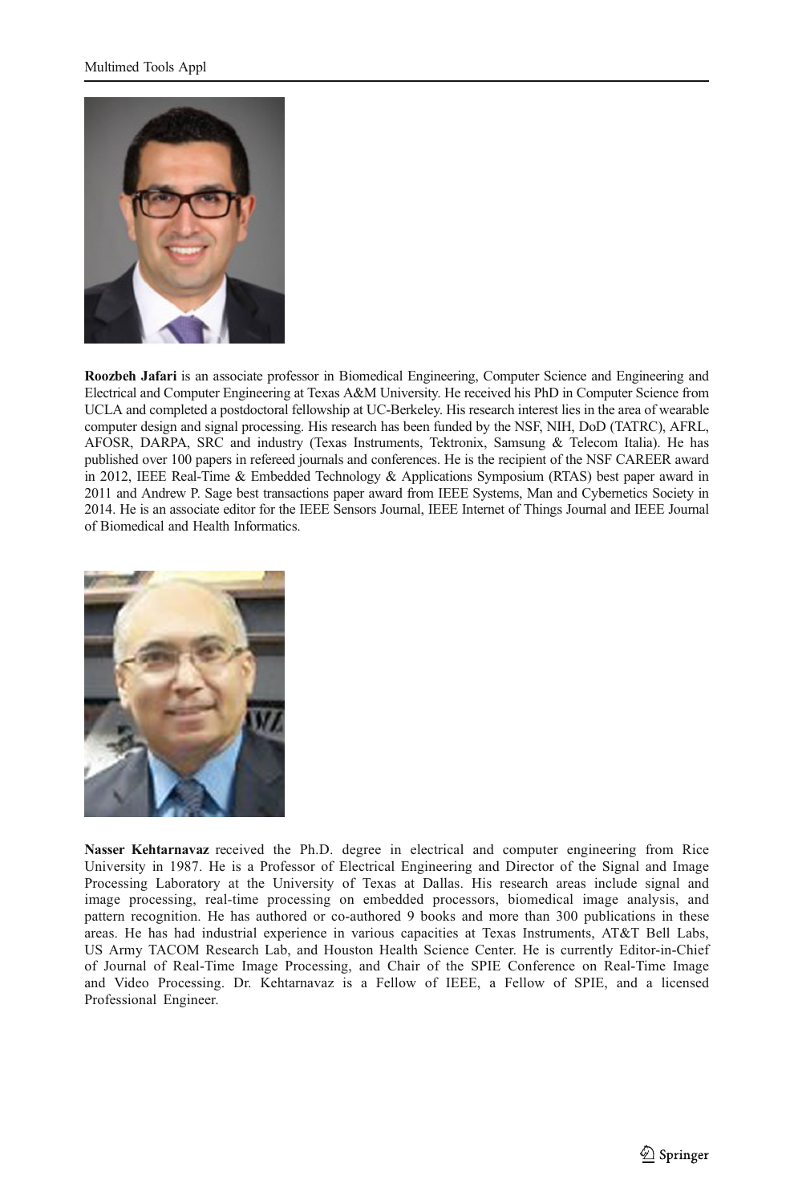**Roozbeh Jafari** is an associate professor in Biomedical Engineering, Computer Science and Engineering and Electrical and Computer Engineering at Texas A&M University. He received his PhD in Computer Science from UCLA and completed a postdoctoral fellowship at UC-Berkeley. His research interest lies in the area of wearable computer design and signal processing. His research has been funded by the NSF, NIH, DoD (TATRC), AFRL, AFOSR, DARPA, SRC and industry (Texas Instruments, Tektronix, Samsung & Telecom Italia). He has published over 100 papers in refereed journals and conferences. He is the recipient of the NSF CAREER award in 2012, IEEE Real-Time & Embedded Technology & Applications Symposium (RTAS) best paper award in 2011 and Andrew P. Sage best transactions paper award from IEEE Systems, Man and Cybernetics Society in 2014. He is an associate editor for the IEEE Sensors Journal, IEEE Internet of Things Journal and IEEE Journal of Biomedical and Health Informatics.

**Nasser Kehtarnavaz** received the Ph.D. degree in electrical and computer engineering from Rice University in 1987. He is a Professor of Electrical Engineering and Director of the Signal and Image Processing Laboratory at the University of Texas at Dallas. His research areas include signal and image processing, real-time processing on embedded processors, biomedical image analysis, and pattern recognition. He has authored or co-authored 9 books and more than 300 publications in these areas. He has had industrial experience in various capacities at Texas Instruments, AT&T Bell Labs, US Army TACOM Research Lab, and Houston Health Science Center. He is currently Editor-in-Chief of Journal of Real-Time Image Processing, and Chair of the SPIE Conference on Real-Time Image and Video Processing. Dr. Kehtarnavaz is a Fellow of IEEE, a Fellow of SPIE, and a licensed Professional Engineer.